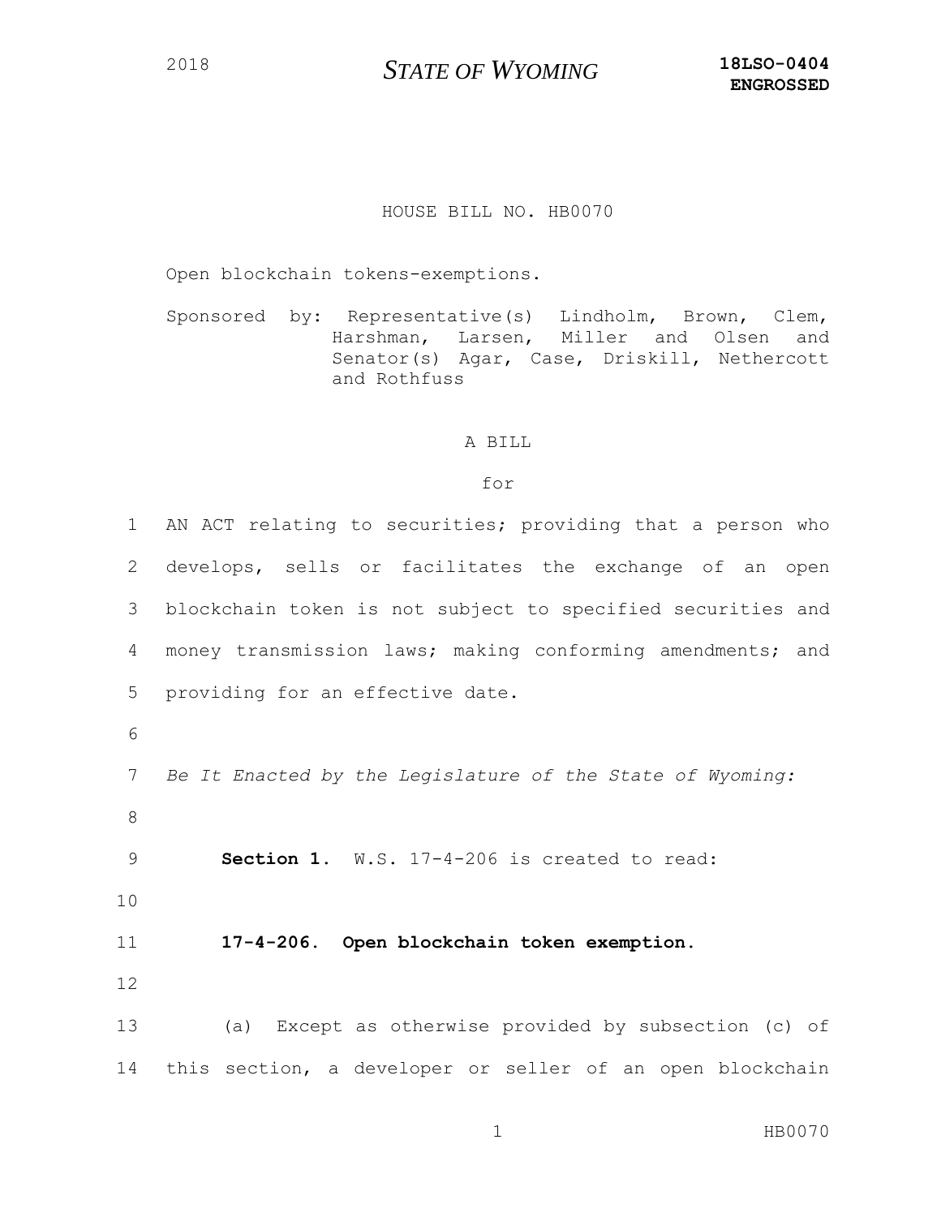2018 **STATE OF WYOMING** **18LSO-0404**
**ENGROSSED**

HOUSE BILL NO. HB0070

Open blockchain tokens-exemptions.

Sponsored by: Representative(s) Lindholm, Brown, Clem, Harshman, Larsen, Miller and Olsen and Senator(s) Agar, Case, Driskill, Nethercott and Rothfuss

A BILL

for

1 AN ACT relating to securities; providing that a person who
2 develops, sells or facilitates the exchange of an open
3 blockchain token is not subject to specified securities and
4 money transmission laws; making conforming amendments; and
5 providing for an effective date.
6
7 *Be It Enacted by the Legislature of the State of Wyoming:*
8
9 **Section 1.** W.S. 17-4-206 is created to read:
10
11 **17-4-206. Open blockchain token exemption.**
12
13 (a) Except as otherwise provided by subsection (c) of
14 this section, a developer or seller of an open blockchain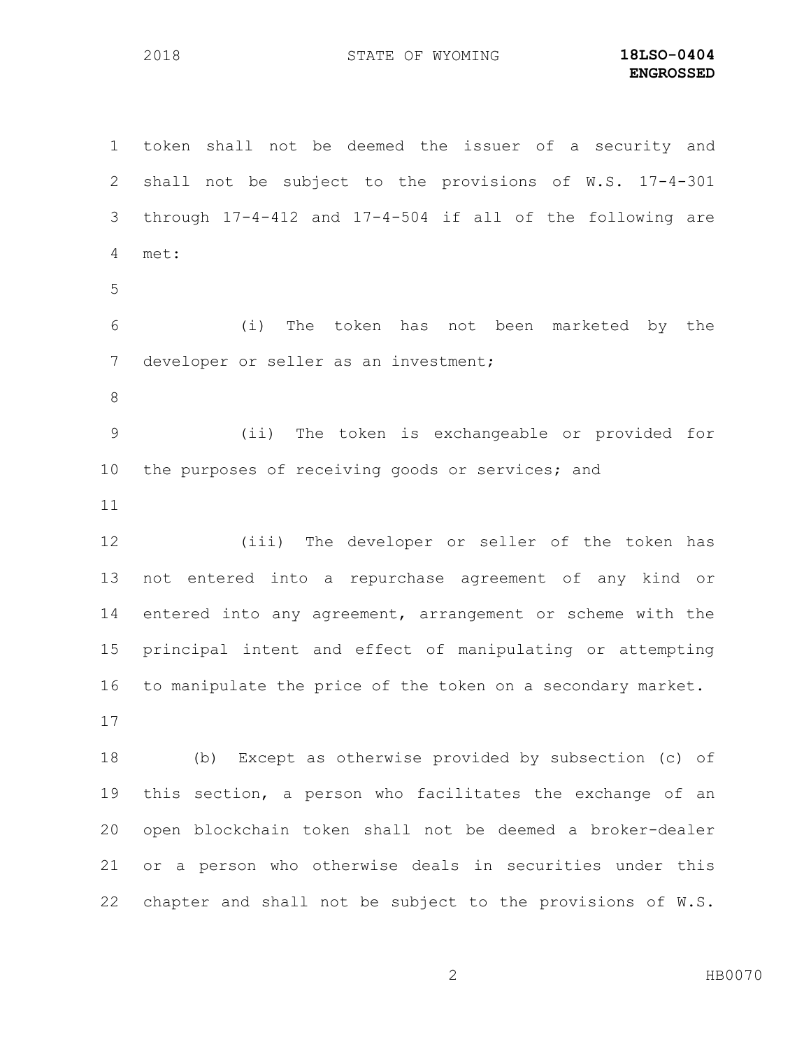token shall not be deemed the issuer of a security and shall not be subject to the provisions of W.S. 17-4-301 through 17-4-412 and 17-4-504 if all of the following are met:

(i) The token has not been marketed by the developer or seller as an investment;

(ii) The token is exchangeable or provided for the purposes of receiving goods or services; and

(iii) The developer or seller of the token has not entered into a repurchase agreement of any kind or entered into any agreement, arrangement or scheme with the principal intent and effect of manipulating or attempting to manipulate the price of the token on a secondary market.

(b) Except as otherwise provided by subsection (c) of this section, a person who facilitates the exchange of an open blockchain token shall not be deemed a broker-dealer or a person who otherwise deals in securities under this chapter and shall not be subject to the provisions of W.S.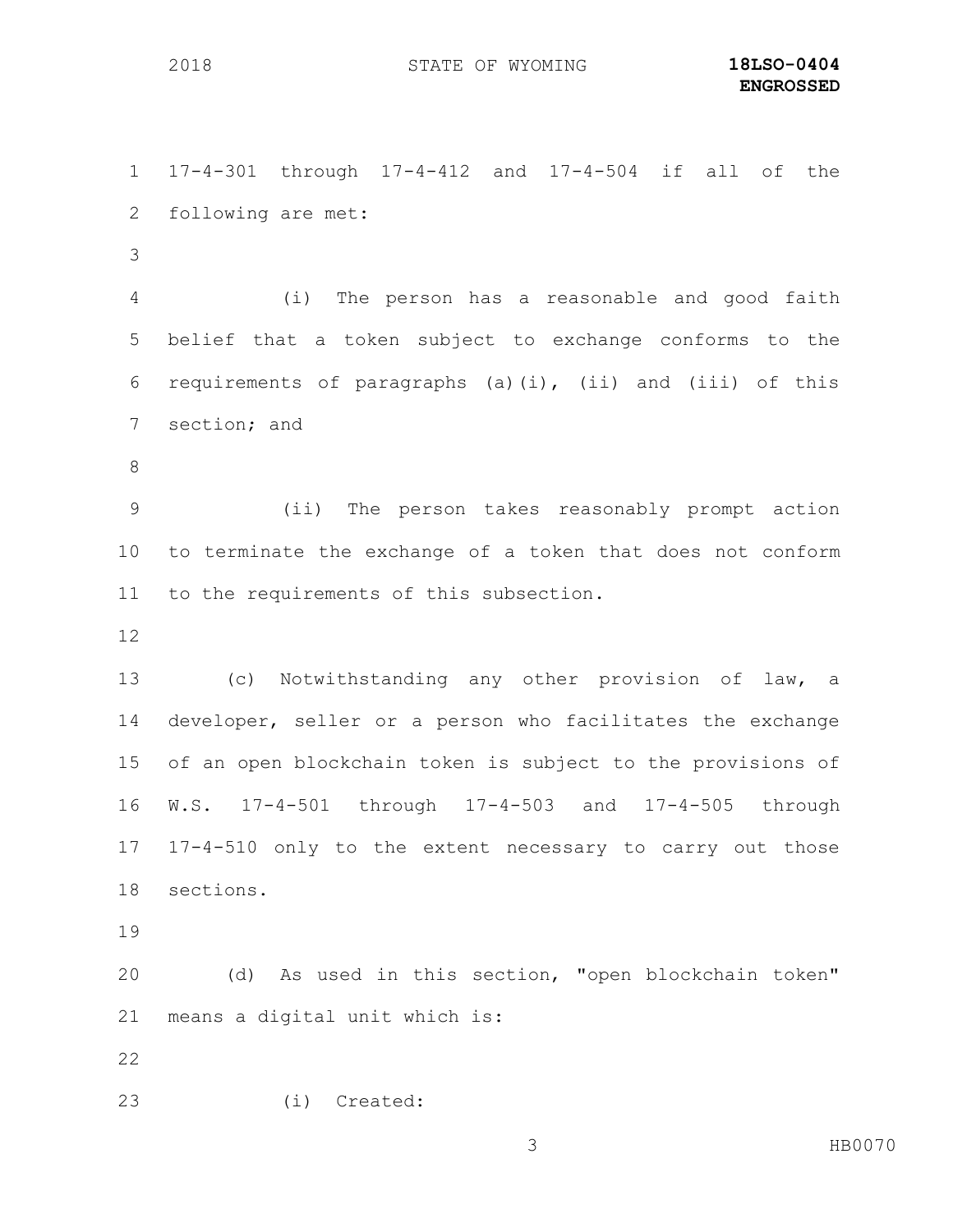17-4-301 through 17-4-412 and 17-4-504 if all of the following are met:

(i) The person has a reasonable and good faith belief that a token subject to exchange conforms to the requirements of paragraphs (a)(i), (ii) and (iii) of this section; and

(ii) The person takes reasonably prompt action to terminate the exchange of a token that does not conform to the requirements of this subsection.

(c) Notwithstanding any other provision of law, a developer, seller or a person who facilitates the exchange of an open blockchain token is subject to the provisions of W.S. 17-4-501 through 17-4-503 and 17-4-505 through 17-4-510 only to the extent necessary to carry out those sections.

(d) As used in this section, "open blockchain token" means a digital unit which is:

(i) Created: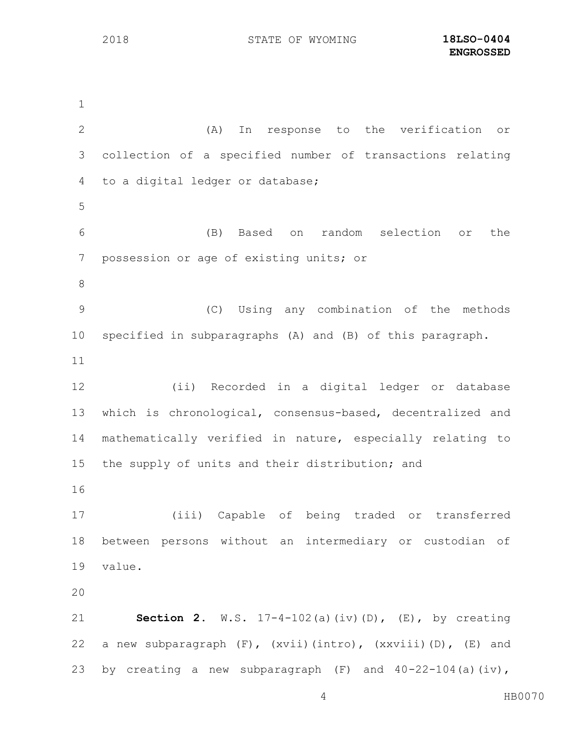(A) In response to the verification or collection of a specified number of transactions relating to a digital ledger or database;

(B) Based on random selection or the possession or age of existing units; or

(C) Using any combination of the methods specified in subparagraphs (A) and (B) of this paragraph.

(ii) Recorded in a digital ledger or database which is chronological, consensus-based, decentralized and mathematically verified in nature, especially relating to the supply of units and their distribution; and

(iii) Capable of being traded or transferred between persons without an intermediary or custodian of value.

**Section 2.** W.S. 17-4-102(a)(iv)(D), (E), by creating a new subparagraph (F), (xvii)(intro), (xxviii)(D), (E) and by creating a new subparagraph (F) and 40-22-104(a)(iv),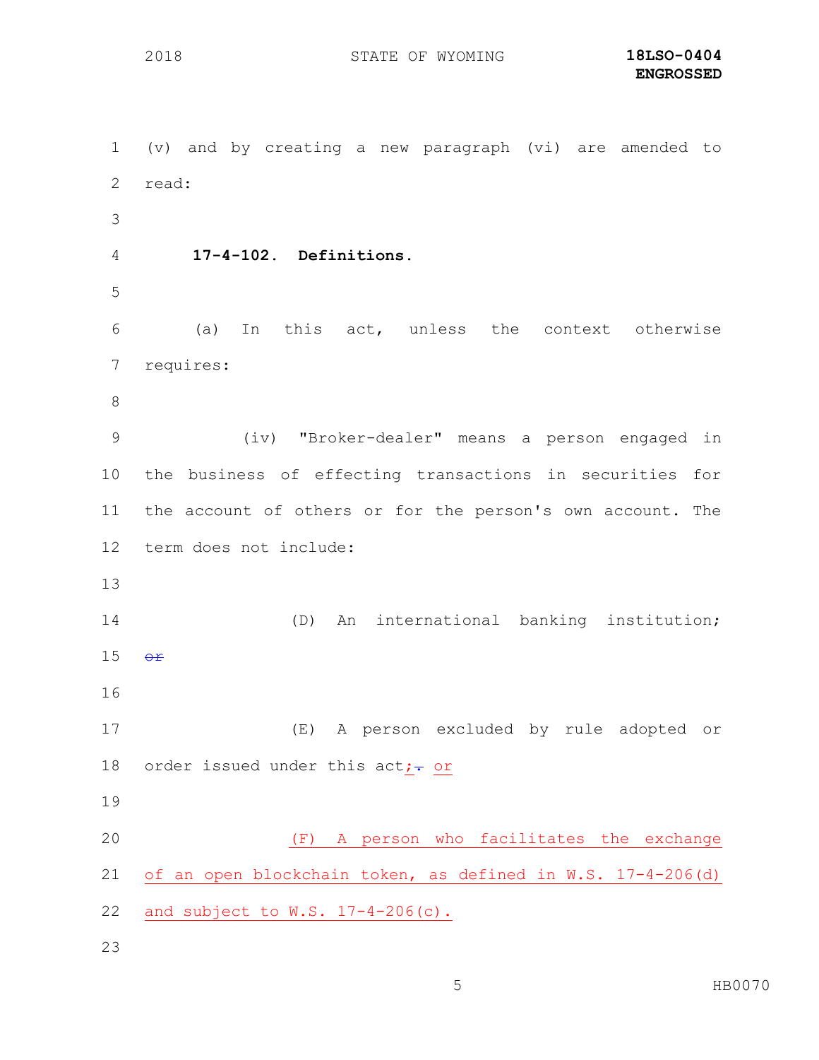(v) and by creating a new paragraph (vi) are amended to read:

**17-4-102. Definitions.**

(a) In this act, unless the context otherwise requires:

(iv) "Broker-dealer" means a person engaged in the business of effecting transactions in securities for the account of others or for the person's own account. The term does not include:

(D) An international banking institution; ~~or~~

(E) A person excluded by rule adopted or order issued under this act; ~~.~~ or

(F) A person who facilitates the exchange of an open blockchain token, as defined in W.S. 17-4-206(d) and subject to W.S. 17-4-206(c).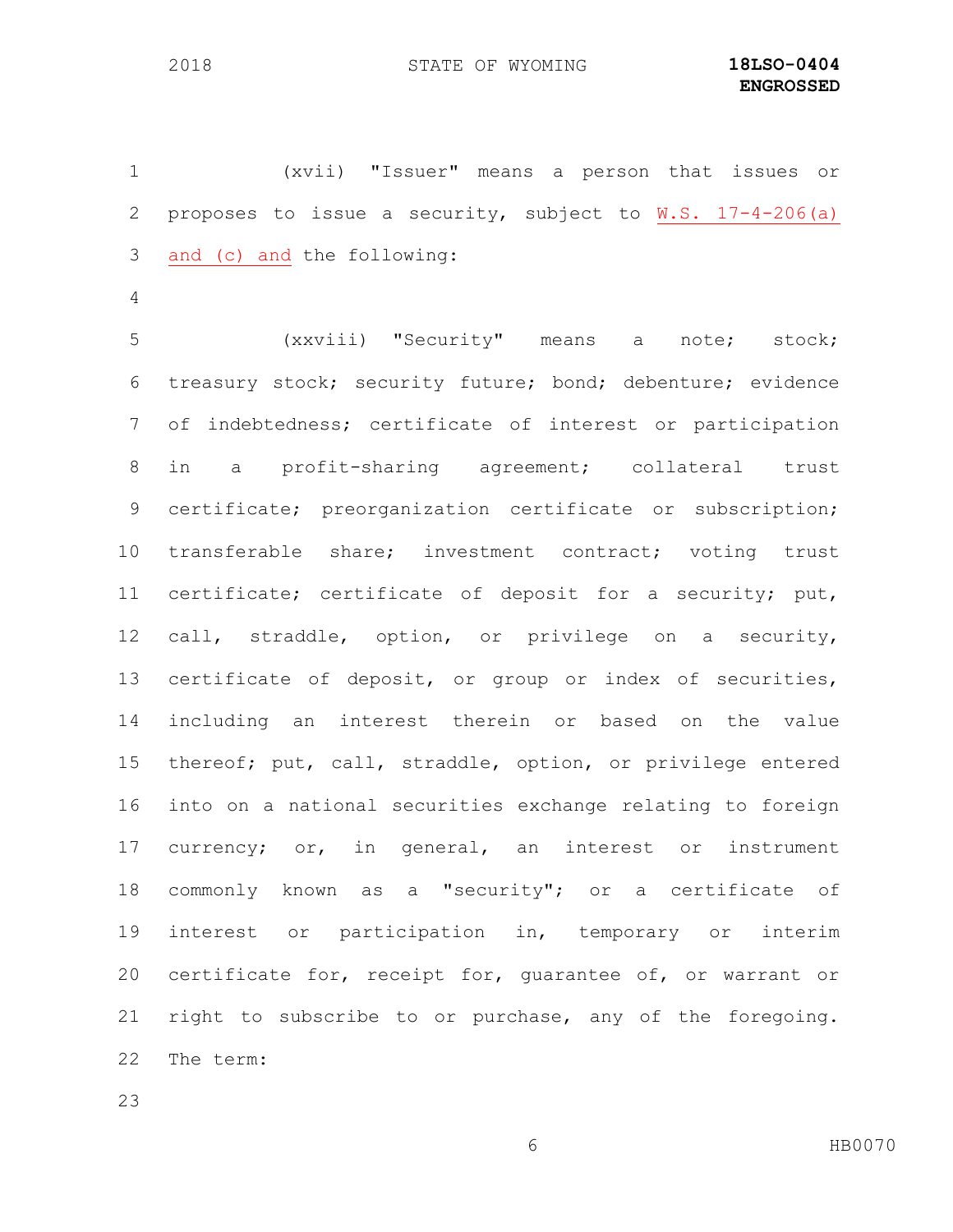(xvii) "Issuer" means a person that issues or proposes to issue a security, subject to W.S. 17-4-206(a) and (c) and the following:

(xxviii) "Security" means a note; stock; treasury stock; security future; bond; debenture; evidence of indebtedness; certificate of interest or participation in a profit-sharing agreement; collateral trust certificate; preorganization certificate or subscription; transferable share; investment contract; voting trust certificate; certificate of deposit for a security; put, call, straddle, option, or privilege on a security, certificate of deposit, or group or index of securities, including an interest therein or based on the value thereof; put, call, straddle, option, or privilege entered into on a national securities exchange relating to foreign currency; or, in general, an interest or instrument commonly known as a "security"; or a certificate of interest or participation in, temporary or interim certificate for, receipt for, guarantee of, or warrant or right to subscribe to or purchase, any of the foregoing. The term: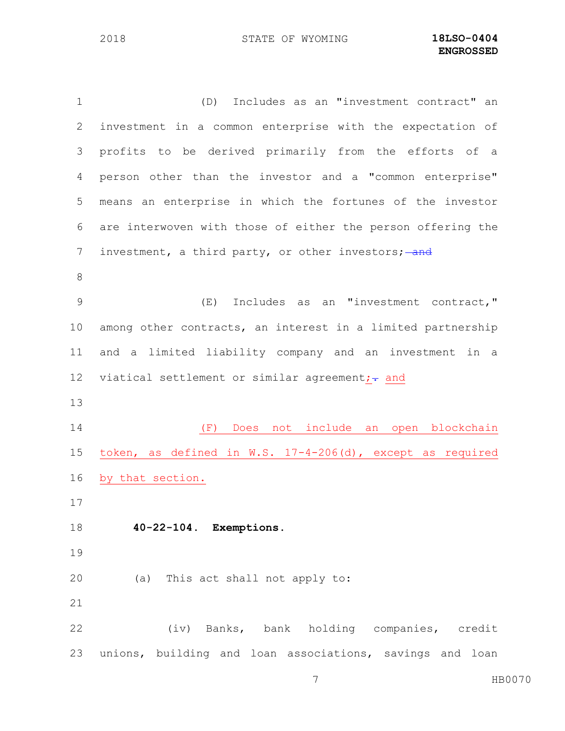(D) Includes as an "investment contract" an investment in a common enterprise with the expectation of profits to be derived primarily from the efforts of a person other than the investor and a "common enterprise" means an enterprise in which the fortunes of the investor are interwoven with those of either the person offering the investment, a third party, or other investors; ~~and~~

(E) Includes as an "investment contract," among other contracts, an interest in a limited partnership and a limited liability company and an investment in a viatical settlement or similar agreement; ~~.~~ and

(F) Does not include an open blockchain token, as defined in W.S. 17-4-206(d), except as required by that section.

**40-22-104. Exemptions.**

(a) This act shall not apply to:

(iv) Banks, bank holding companies, credit unions, building and loan associations, savings and loan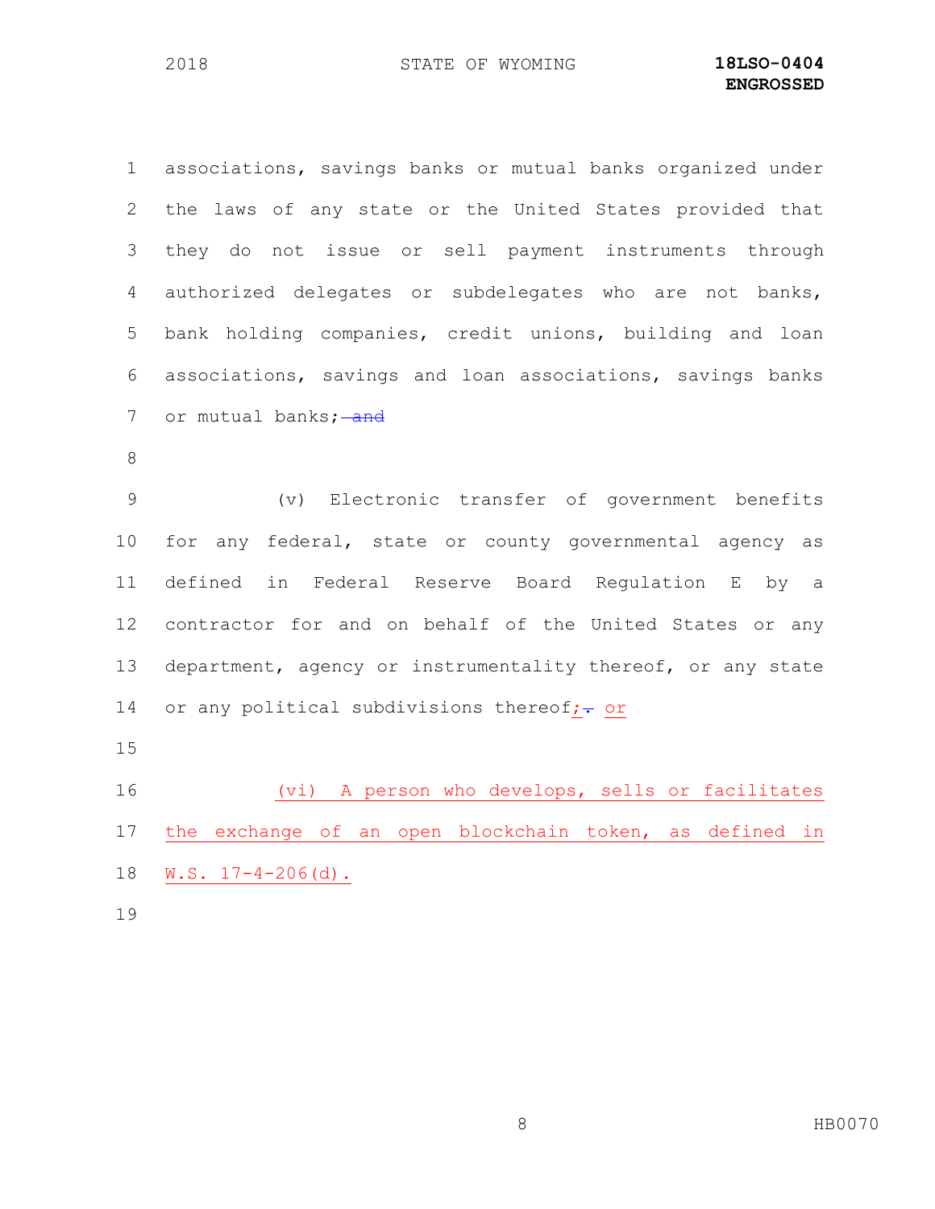associations, savings banks or mutual banks organized under the laws of any state or the United States provided that they do not issue or sell payment instruments through authorized delegates or subdelegates who are not banks, bank holding companies, credit unions, building and loan associations, savings and loan associations, savings banks or mutual banks; ~~and~~

(v) Electronic transfer of government benefits for any federal, state or county governmental agency as defined in Federal Reserve Board Regulation E by a contractor for and on behalf of the United States or any department, agency or instrumentality thereof, or any state or any political subdivisions thereof; ~~.~~ or

(vi) A person who develops, sells or facilitates the exchange of an open blockchain token, as defined in W.S. 17-4-206(d).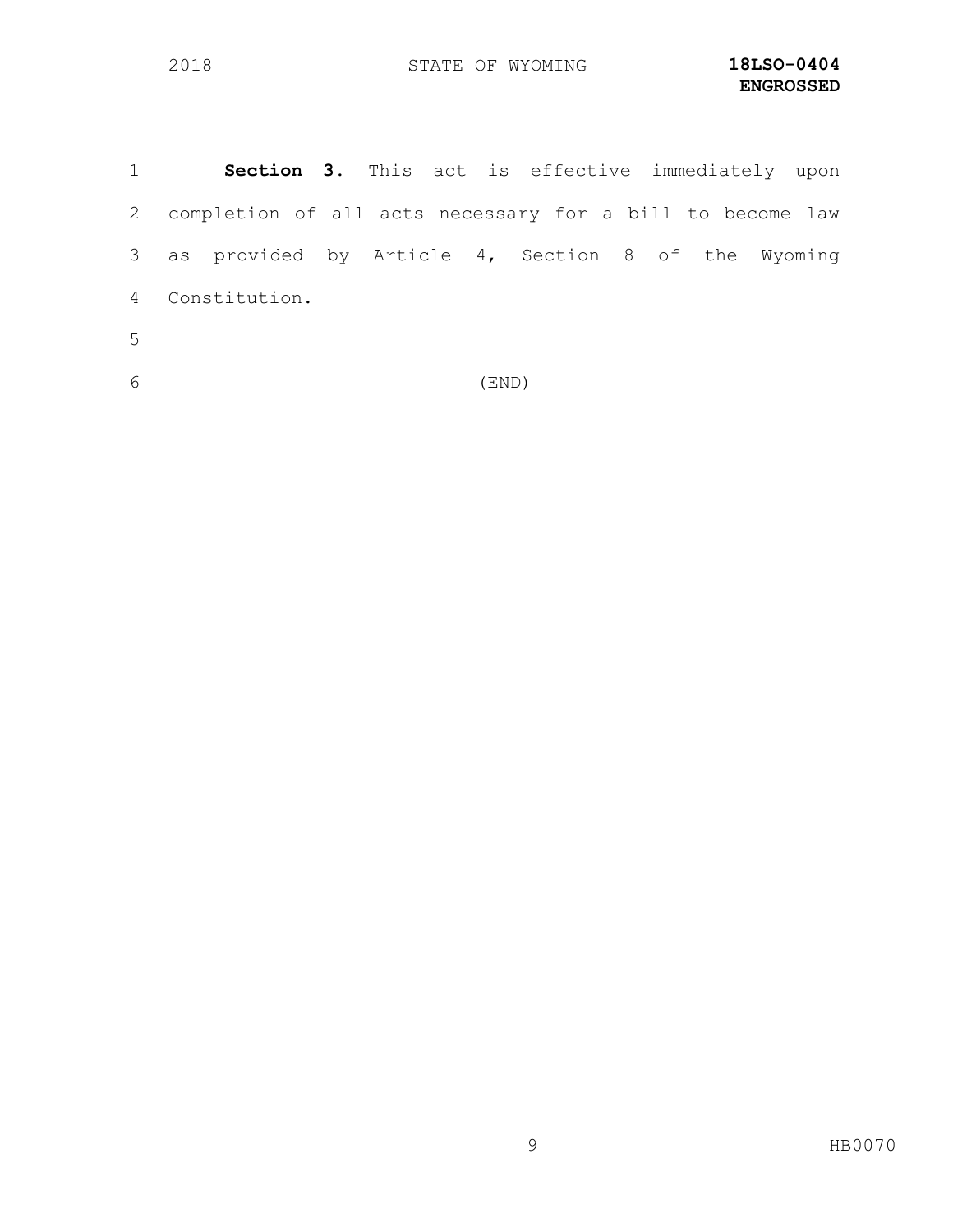**Section 3.** This act is effective immediately upon completion of all acts necessary for a bill to become law as provided by Article 4, Section 8 of the Wyoming Constitution.

(END)